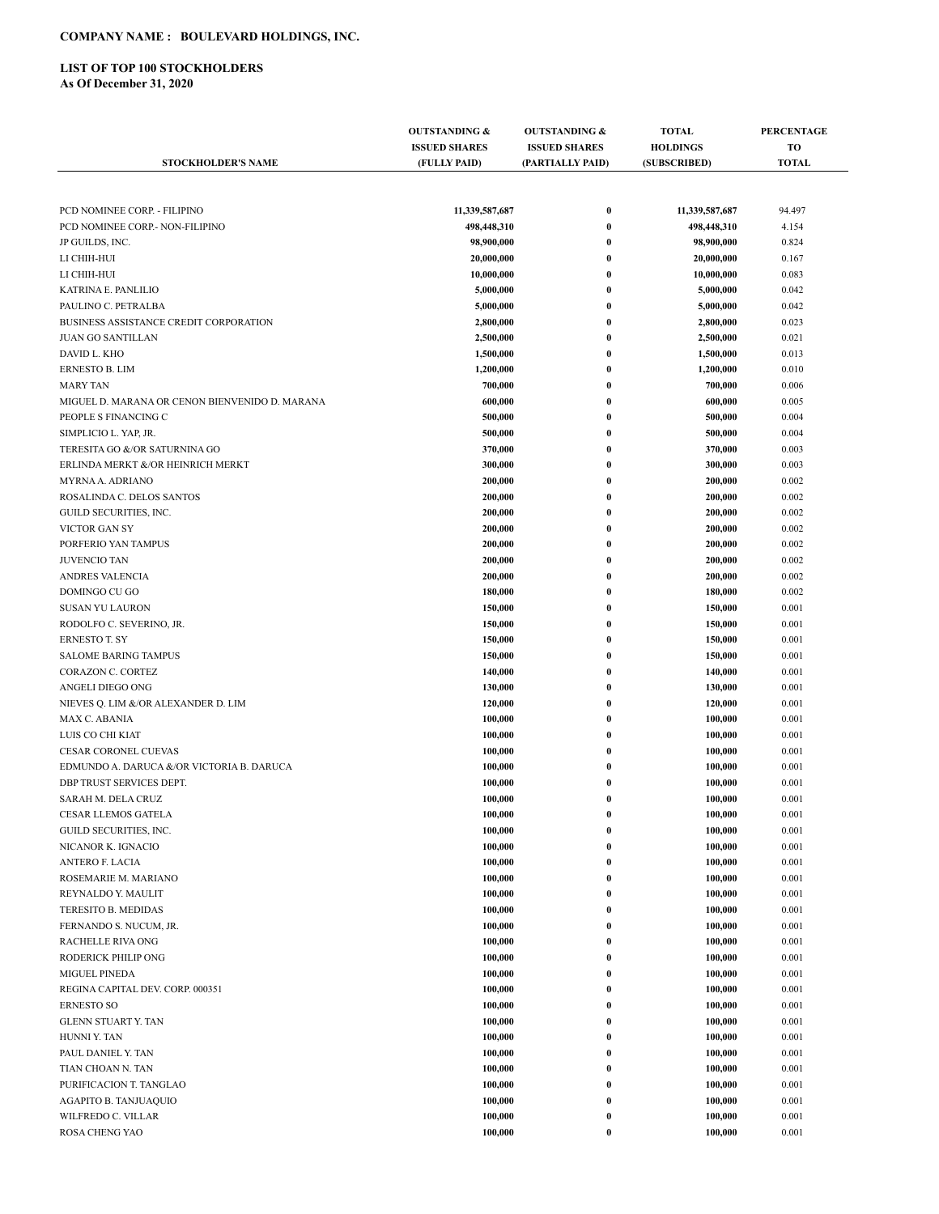**COMPANY NAME : BOULEVARD HOLDINGS, INC.**

**LIST OF TOP 100 STOCKHOLDERS**
**As Of December 31, 2020**

| STOCKHOLDER'S NAME | OUTSTANDING & ISSUED SHARES (FULLY PAID) | OUTSTANDING & ISSUED SHARES (PARTIALLY PAID) | TOTAL HOLDINGS (SUBSCRIBED) | PERCENTAGE TO TOTAL |
|---|---|---|---|---|
| PCD NOMINEE CORP. - FILIPINO | 11,339,587,687 | 0 | 11,339,587,687 | 94.497 |
| PCD NOMINEE CORP.- NON-FILIPINO | 498,448,310 | 0 | 498,448,310 | 4.154 |
| JP GUILDS, INC. | 98,900,000 | 0 | 98,900,000 | 0.824 |
| LI CHIH-HUI | 20,000,000 | 0 | 20,000,000 | 0.167 |
| LI CHIH-HUI | 10,000,000 | 0 | 10,000,000 | 0.083 |
| KATRINA E. PANLILIO | 5,000,000 | 0 | 5,000,000 | 0.042 |
| PAULINO C. PETRALBA | 5,000,000 | 0 | 5,000,000 | 0.042 |
| BUSINESS ASSISTANCE CREDIT CORPORATION | 2,800,000 | 0 | 2,800,000 | 0.023 |
| JUAN GO SANTILLAN | 2,500,000 | 0 | 2,500,000 | 0.021 |
| DAVID L. KHO | 1,500,000 | 0 | 1,500,000 | 0.013 |
| ERNESTO B. LIM | 1,200,000 | 0 | 1,200,000 | 0.010 |
| MARY TAN | 700,000 | 0 | 700,000 | 0.006 |
| MIGUEL D. MARANA OR CENON BIENVENIDO D. MARANA | 600,000 | 0 | 600,000 | 0.005 |
| PEOPLE S FINANCING C | 500,000 | 0 | 500,000 | 0.004 |
| SIMPLICIO L. YAP, JR. | 500,000 | 0 | 500,000 | 0.004 |
| TERESITA GO &/OR SATURNINA GO | 370,000 | 0 | 370,000 | 0.003 |
| ERLINDA MERKT &/OR HEINRICH MERKT | 300,000 | 0 | 300,000 | 0.003 |
| MYRNA A. ADRIANO | 200,000 | 0 | 200,000 | 0.002 |
| ROSALINDA C. DELOS SANTOS | 200,000 | 0 | 200,000 | 0.002 |
| GUILD SECURITIES, INC. | 200,000 | 0 | 200,000 | 0.002 |
| VICTOR GAN SY | 200,000 | 0 | 200,000 | 0.002 |
| PORFERIO YAN TAMPUS | 200,000 | 0 | 200,000 | 0.002 |
| JUVENCIO TAN | 200,000 | 0 | 200,000 | 0.002 |
| ANDRES VALENCIA | 200,000 | 0 | 200,000 | 0.002 |
| DOMINGO CU GO | 180,000 | 0 | 180,000 | 0.002 |
| SUSAN YU LAURON | 150,000 | 0 | 150,000 | 0.001 |
| RODOLFO C. SEVERINO, JR. | 150,000 | 0 | 150,000 | 0.001 |
| ERNESTO T. SY | 150,000 | 0 | 150,000 | 0.001 |
| SALOME BARING TAMPUS | 150,000 | 0 | 150,000 | 0.001 |
| CORAZON C. CORTEZ | 140,000 | 0 | 140,000 | 0.001 |
| ANGELI DIEGO ONG | 130,000 | 0 | 130,000 | 0.001 |
| NIEVES Q. LIM &/OR ALEXANDER D. LIM | 120,000 | 0 | 120,000 | 0.001 |
| MAX C. ABANIA | 100,000 | 0 | 100,000 | 0.001 |
| LUIS CO CHI KIAT | 100,000 | 0 | 100,000 | 0.001 |
| CESAR CORONEL CUEVAS | 100,000 | 0 | 100,000 | 0.001 |
| EDMUNDO A. DARUCA &/OR VICTORIA B. DARUCA | 100,000 | 0 | 100,000 | 0.001 |
| DBP TRUST SERVICES DEPT. | 100,000 | 0 | 100,000 | 0.001 |
| SARAH M. DELA CRUZ | 100,000 | 0 | 100,000 | 0.001 |
| CESAR LLEMOS GATELA | 100,000 | 0 | 100,000 | 0.001 |
| GUILD SECURITIES, INC. | 100,000 | 0 | 100,000 | 0.001 |
| NICANOR K. IGNACIO | 100,000 | 0 | 100,000 | 0.001 |
| ANTERO F. LACIA | 100,000 | 0 | 100,000 | 0.001 |
| ROSEMARIE M. MARIANO | 100,000 | 0 | 100,000 | 0.001 |
| REYNALDO Y. MAULIT | 100,000 | 0 | 100,000 | 0.001 |
| TERESITO B. MEDIDAS | 100,000 | 0 | 100,000 | 0.001 |
| FERNANDO S. NUCUM, JR. | 100,000 | 0 | 100,000 | 0.001 |
| RACHELLE RIVA ONG | 100,000 | 0 | 100,000 | 0.001 |
| RODERICK PHILIP ONG | 100,000 | 0 | 100,000 | 0.001 |
| MIGUEL PINEDA | 100,000 | 0 | 100,000 | 0.001 |
| REGINA CAPITAL DEV. CORP. 000351 | 100,000 | 0 | 100,000 | 0.001 |
| ERNESTO SO | 100,000 | 0 | 100,000 | 0.001 |
| GLENN STUART Y. TAN | 100,000 | 0 | 100,000 | 0.001 |
| HUNNI Y. TAN | 100,000 | 0 | 100,000 | 0.001 |
| PAUL DANIEL Y. TAN | 100,000 | 0 | 100,000 | 0.001 |
| TIAN CHOAN N. TAN | 100,000 | 0 | 100,000 | 0.001 |
| PURIFICACION T. TANGLAO | 100,000 | 0 | 100,000 | 0.001 |
| AGAPITO B. TANJUAQUIO | 100,000 | 0 | 100,000 | 0.001 |
| WILFREDO C. VILLAR | 100,000 | 0 | 100,000 | 0.001 |
| ROSA CHENG YAO | 100,000 | 0 | 100,000 | 0.001 |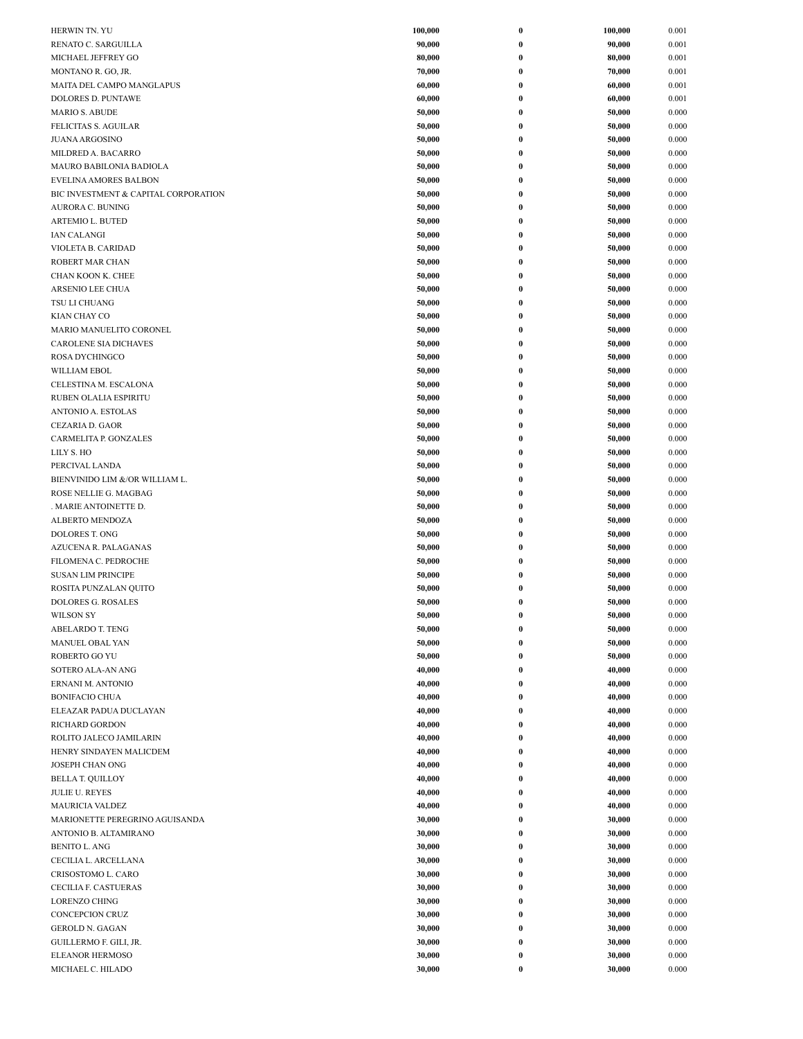| | | | | |
|---|---|---|---|---|
| HERWIN TN. YU | **100,000** | **0** | **100,000** | 0.001 |
| RENATO C. SARGUILLA | **90,000** | **0** | **90,000** | 0.001 |
| MICHAEL JEFFREY GO | **80,000** | **0** | **80,000** | 0.001 |
| MONTANO R. GO, JR. | **70,000** | **0** | **70,000** | 0.001 |
| MAITA DEL CAMPO MANGLAPUS | **60,000** | **0** | **60,000** | 0.001 |
| DOLORES D. PUNTAWE | **60,000** | **0** | **60,000** | 0.001 |
| MARIO S. ABUDE | **50,000** | **0** | **50,000** | 0.000 |
| FELICITAS S. AGUILAR | **50,000** | **0** | **50,000** | 0.000 |
| JUANA ARGOSINO | **50,000** | **0** | **50,000** | 0.000 |
| MILDRED A. BACARRO | **50,000** | **0** | **50,000** | 0.000 |
| MAURO BABILONIA BADIOLA | **50,000** | **0** | **50,000** | 0.000 |
| EVELINA AMORES BALBON | **50,000** | **0** | **50,000** | 0.000 |
| BIC INVESTMENT & CAPITAL CORPORATION | **50,000** | **0** | **50,000** | 0.000 |
| AURORA C. BUNING | **50,000** | **0** | **50,000** | 0.000 |
| ARTEMIO L. BUTED | **50,000** | **0** | **50,000** | 0.000 |
| IAN CALANGI | **50,000** | **0** | **50,000** | 0.000 |
| VIOLETA B. CARIDAD | **50,000** | **0** | **50,000** | 0.000 |
| ROBERT MAR CHAN | **50,000** | **0** | **50,000** | 0.000 |
| CHAN KOON K. CHEE | **50,000** | **0** | **50,000** | 0.000 |
| ARSENIO LEE CHUA | **50,000** | **0** | **50,000** | 0.000 |
| TSU LI CHUANG | **50,000** | **0** | **50,000** | 0.000 |
| KIAN CHAY CO | **50,000** | **0** | **50,000** | 0.000 |
| MARIO MANUELITO CORONEL | **50,000** | **0** | **50,000** | 0.000 |
| CAROLENE SIA DICHAVES | **50,000** | **0** | **50,000** | 0.000 |
| ROSA DYCHINGCO | **50,000** | **0** | **50,000** | 0.000 |
| WILLIAM EBOL | **50,000** | **0** | **50,000** | 0.000 |
| CELESTINA M. ESCALONA | **50,000** | **0** | **50,000** | 0.000 |
| RUBEN OLALIA ESPIRITU | **50,000** | **0** | **50,000** | 0.000 |
| ANTONIO A. ESTOLAS | **50,000** | **0** | **50,000** | 0.000 |
| CEZARIA D. GAOR | **50,000** | **0** | **50,000** | 0.000 |
| CARMELITA P. GONZALES | **50,000** | **0** | **50,000** | 0.000 |
| LILY S. HO | **50,000** | **0** | **50,000** | 0.000 |
| PERCIVAL LANDA | **50,000** | **0** | **50,000** | 0.000 |
| BIENVINIDO LIM &/OR WILLIAM L. | **50,000** | **0** | **50,000** | 0.000 |
| ROSE NELLIE G. MAGBAG | **50,000** | **0** | **50,000** | 0.000 |
| . MARIE ANTOINETTE D. | **50,000** | **0** | **50,000** | 0.000 |
| ALBERTO MENDOZA | **50,000** | **0** | **50,000** | 0.000 |
| DOLORES T. ONG | **50,000** | **0** | **50,000** | 0.000 |
| AZUCENA R. PALAGANAS | **50,000** | **0** | **50,000** | 0.000 |
| FILOMENA C. PEDROCHE | **50,000** | **0** | **50,000** | 0.000 |
| SUSAN LIM PRINCIPE | **50,000** | **0** | **50,000** | 0.000 |
| ROSITA PUNZALAN QUITO | **50,000** | **0** | **50,000** | 0.000 |
| DOLORES G. ROSALES | **50,000** | **0** | **50,000** | 0.000 |
| WILSON SY | **50,000** | **0** | **50,000** | 0.000 |
| ABELARDO T. TENG | **50,000** | **0** | **50,000** | 0.000 |
| MANUEL OBAL YAN | **50,000** | **0** | **50,000** | 0.000 |
| ROBERTO GO YU | **50,000** | **0** | **50,000** | 0.000 |
| SOTERO ALA-AN ANG | **40,000** | **0** | **40,000** | 0.000 |
| ERNANI M. ANTONIO | **40,000** | **0** | **40,000** | 0.000 |
| BONIFACIO CHUA | **40,000** | **0** | **40,000** | 0.000 |
| ELEAZAR PADUA DUCLAYAN | **40,000** | **0** | **40,000** | 0.000 |
| RICHARD GORDON | **40,000** | **0** | **40,000** | 0.000 |
| ROLITO JALECO JAMILARIN | **40,000** | **0** | **40,000** | 0.000 |
| HENRY SINDAYEN MALICDEM | **40,000** | **0** | **40,000** | 0.000 |
| JOSEPH CHAN ONG | **40,000** | **0** | **40,000** | 0.000 |
| BELLA T. QUILLOY | **40,000** | **0** | **40,000** | 0.000 |
| JULIE U. REYES | **40,000** | **0** | **40,000** | 0.000 |
| MAURICIA VALDEZ | **40,000** | **0** | **40,000** | 0.000 |
| MARIONETTE PEREGRINO AGUISANDA | **30,000** | **0** | **30,000** | 0.000 |
| ANTONIO B. ALTAMIRANO | **30,000** | **0** | **30,000** | 0.000 |
| BENITO L. ANG | **30,000** | **0** | **30,000** | 0.000 |
| CECILIA L. ARCELLANA | **30,000** | **0** | **30,000** | 0.000 |
| CRISOSTOMO L. CARO | **30,000** | **0** | **30,000** | 0.000 |
| CECILIA F. CASTUERAS | **30,000** | **0** | **30,000** | 0.000 |
| LORENZO CHING | **30,000** | **0** | **30,000** | 0.000 |
| CONCEPCION CRUZ | **30,000** | **0** | **30,000** | 0.000 |
| GEROLD N. GAGAN | **30,000** | **0** | **30,000** | 0.000 |
| GUILLERMO F. GILI, JR. | **30,000** | **0** | **30,000** | 0.000 |
| ELEANOR HERMOSO | **30,000** | **0** | **30,000** | 0.000 |
| MICHAEL C. HILADO | **30,000** | **0** | **30,000** | 0.000 |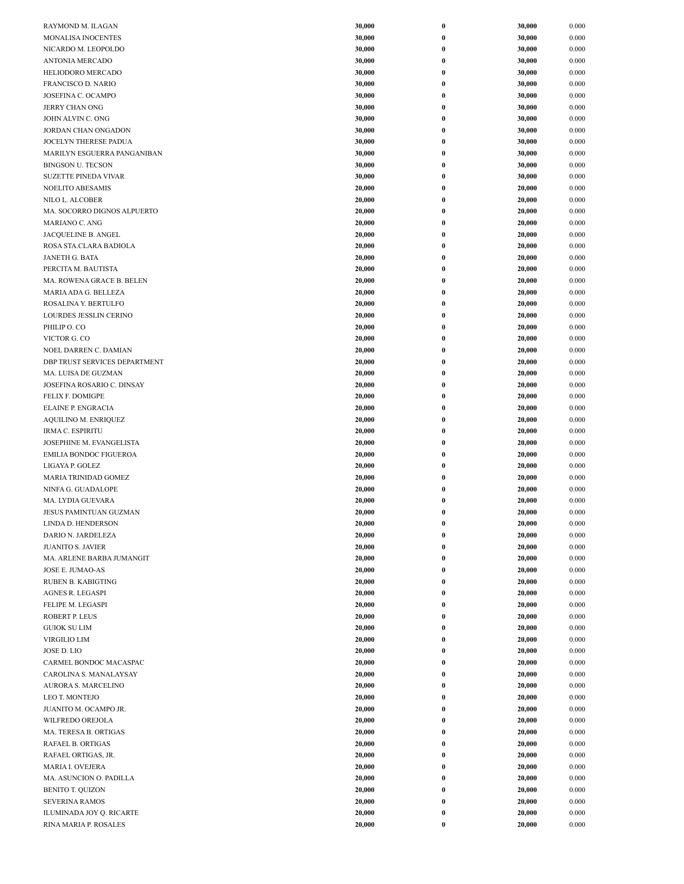| | | | | |
|---|---|---|---|---|
| RAYMOND M. ILAGAN | **30,000** | **0** | **30,000** | 0.000 |
| MONALISA INOCENTES | **30,000** | **0** | **30,000** | 0.000 |
| NICARDO M. LEOPOLDO | **30,000** | **0** | **30,000** | 0.000 |
| ANTONIA MERCADO | **30,000** | **0** | **30,000** | 0.000 |
| HELIODORO MERCADO | **30,000** | **0** | **30,000** | 0.000 |
| FRANCISCO D. NARIO | **30,000** | **0** | **30,000** | 0.000 |
| JOSEFINA C. OCAMPO | **30,000** | **0** | **30,000** | 0.000 |
| JERRY CHAN ONG | **30,000** | **0** | **30,000** | 0.000 |
| JOHN ALVIN C. ONG | **30,000** | **0** | **30,000** | 0.000 |
| JORDAN CHAN ONGADON | **30,000** | **0** | **30,000** | 0.000 |
| JOCELYN THERESE PADUA | **30,000** | **0** | **30,000** | 0.000 |
| MARILYN ESGUERRA PANGANIBAN | **30,000** | **0** | **30,000** | 0.000 |
| BINGSON U. TECSON | **30,000** | **0** | **30,000** | 0.000 |
| SUZETTE PINEDA VIVAR | **30,000** | **0** | **30,000** | 0.000 |
| NOELITO ABESAMIS | **20,000** | **0** | **20,000** | 0.000 |
| NILO L. ALCOBER | **20,000** | **0** | **20,000** | 0.000 |
| MA. SOCORRO DIGNOS ALPUERTO | **20,000** | **0** | **20,000** | 0.000 |
| MARIANO C. ANG | **20,000** | **0** | **20,000** | 0.000 |
| JACQUELINE B. ANGEL | **20,000** | **0** | **20,000** | 0.000 |
| ROSA STA.CLARA BADIOLA | **20,000** | **0** | **20,000** | 0.000 |
| JANETH G. BATA | **20,000** | **0** | **20,000** | 0.000 |
| PERCITA M. BAUTISTA | **20,000** | **0** | **20,000** | 0.000 |
| MA. ROWENA GRACE B. BELEN | **20,000** | **0** | **20,000** | 0.000 |
| MARIA ADA G. BELLEZA | **20,000** | **0** | **20,000** | 0.000 |
| ROSALINA Y. BERTULFO | **20,000** | **0** | **20,000** | 0.000 |
| LOURDES JESSLIN CERINO | **20,000** | **0** | **20,000** | 0.000 |
| PHILIP O. CO | **20,000** | **0** | **20,000** | 0.000 |
| VICTOR G. CO | **20,000** | **0** | **20,000** | 0.000 |
| NOEL DARREN C. DAMIAN | **20,000** | **0** | **20,000** | 0.000 |
| DBP TRUST SERVICES DEPARTMENT | **20,000** | **0** | **20,000** | 0.000 |
| MA. LUISA DE GUZMAN | **20,000** | **0** | **20,000** | 0.000 |
| JOSEFINA ROSARIO C. DINSAY | **20,000** | **0** | **20,000** | 0.000 |
| FELIX F. DOMIGPE | **20,000** | **0** | **20,000** | 0.000 |
| ELAINE P. ENGRACIA | **20,000** | **0** | **20,000** | 0.000 |
| AQUILINO M. ENRIQUEZ | **20,000** | **0** | **20,000** | 0.000 |
| IRMA C. ESPIRITU | **20,000** | **0** | **20,000** | 0.000 |
| JOSEPHINE M. EVANGELISTA | **20,000** | **0** | **20,000** | 0.000 |
| EMILIA BONDOC FIGUEROA | **20,000** | **0** | **20,000** | 0.000 |
| LIGAYA P. GOLEZ | **20,000** | **0** | **20,000** | 0.000 |
| MARIA TRINIDAD GOMEZ | **20,000** | **0** | **20,000** | 0.000 |
| NINFA G. GUADALOPE | **20,000** | **0** | **20,000** | 0.000 |
| MA. LYDIA GUEVARA | **20,000** | **0** | **20,000** | 0.000 |
| JESUS PAMINTUAN GUZMAN | **20,000** | **0** | **20,000** | 0.000 |
| LINDA D. HENDERSON | **20,000** | **0** | **20,000** | 0.000 |
| DARIO N. JARDELEZA | **20,000** | **0** | **20,000** | 0.000 |
| JUANITO S. JAVIER | **20,000** | **0** | **20,000** | 0.000 |
| MA. ARLENE BARBA JUMANGIT | **20,000** | **0** | **20,000** | 0.000 |
| JOSE E. JUMAO-AS | **20,000** | **0** | **20,000** | 0.000 |
| RUBEN B. KABIGTING | **20,000** | **0** | **20,000** | 0.000 |
| AGNES R. LEGASPI | **20,000** | **0** | **20,000** | 0.000 |
| FELIPE M. LEGASPI | **20,000** | **0** | **20,000** | 0.000 |
| ROBERT P. LEUS | **20,000** | **0** | **20,000** | 0.000 |
| GUIOK SU LIM | **20,000** | **0** | **20,000** | 0.000 |
| VIRGILIO LIM | **20,000** | **0** | **20,000** | 0.000 |
| JOSE D. LIO | **20,000** | **0** | **20,000** | 0.000 |
| CARMEL BONDOC MACASPAC | **20,000** | **0** | **20,000** | 0.000 |
| CAROLINA S. MANALAYSAY | **20,000** | **0** | **20,000** | 0.000 |
| AURORA S. MARCELINO | **20,000** | **0** | **20,000** | 0.000 |
| LEO T. MONTEJO | **20,000** | **0** | **20,000** | 0.000 |
| JUANITO M. OCAMPO JR. | **20,000** | **0** | **20,000** | 0.000 |
| WILFREDO OREJOLA | **20,000** | **0** | **20,000** | 0.000 |
| MA. TERESA B. ORTIGAS | **20,000** | **0** | **20,000** | 0.000 |
| RAFAEL B. ORTIGAS | **20,000** | **0** | **20,000** | 0.000 |
| RAFAEL ORTIGAS, JR. | **20,000** | **0** | **20,000** | 0.000 |
| MARIA I. OVEJERA | **20,000** | **0** | **20,000** | 0.000 |
| MA. ASUNCION O. PADILLA | **20,000** | **0** | **20,000** | 0.000 |
| BENITO T. QUIZON | **20,000** | **0** | **20,000** | 0.000 |
| SEVERINA RAMOS | **20,000** | **0** | **20,000** | 0.000 |
| ILUMINADA JOY Q. RICARTE | **20,000** | **0** | **20,000** | 0.000 |
| RINA MARIA P. ROSALES | **20,000** | **0** | **20,000** | 0.000 |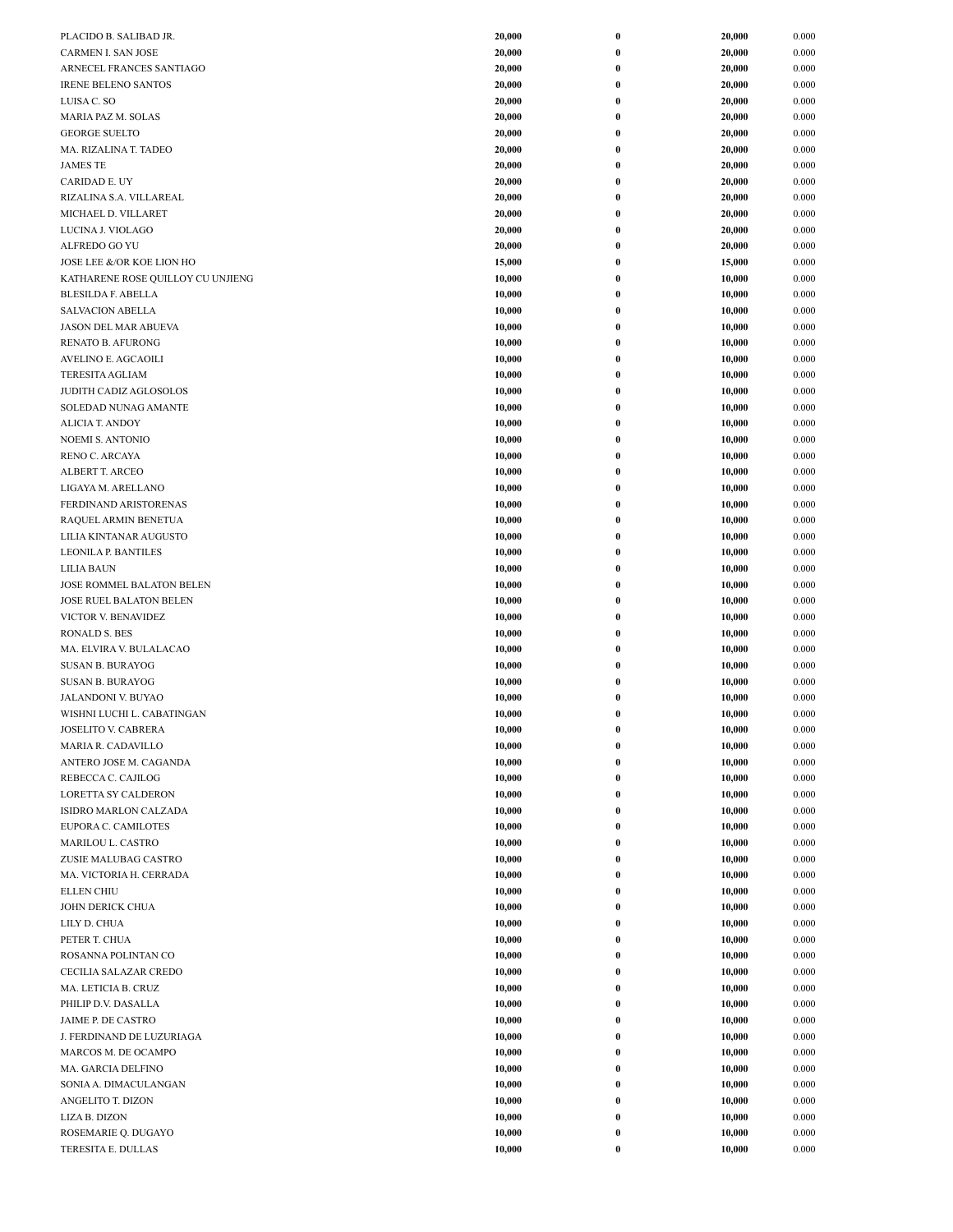| | | | | |
|---|---|---|---|---|
| PLACIDO B. SALIBAD JR. | **20,000** | **0** | **20,000** | 0.000 |
| CARMEN I. SAN JOSE | **20,000** | **0** | **20,000** | 0.000 |
| ARNECEL FRANCES SANTIAGO | **20,000** | **0** | **20,000** | 0.000 |
| IRENE BELENO SANTOS | **20,000** | **0** | **20,000** | 0.000 |
| LUISA C. SO | **20,000** | **0** | **20,000** | 0.000 |
| MARIA PAZ M. SOLAS | **20,000** | **0** | **20,000** | 0.000 |
| GEORGE SUELTO | **20,000** | **0** | **20,000** | 0.000 |
| MA. RIZALINA T. TADEO | **20,000** | **0** | **20,000** | 0.000 |
| JAMES TE | **20,000** | **0** | **20,000** | 0.000 |
| CARIDAD E. UY | **20,000** | **0** | **20,000** | 0.000 |
| RIZALINA S.A. VILLAREAL | **20,000** | **0** | **20,000** | 0.000 |
| MICHAEL D. VILLARET | **20,000** | **0** | **20,000** | 0.000 |
| LUCINA J. VIOLAGO | **20,000** | **0** | **20,000** | 0.000 |
| ALFREDO GO YU | **20,000** | **0** | **20,000** | 0.000 |
| JOSE LEE &/OR KOE LION HO | **15,000** | **0** | **15,000** | 0.000 |
| KATHARENE ROSE QUILLOY CU UNJIENG | **10,000** | **0** | **10,000** | 0.000 |
| BLESILDA F. ABELLA | **10,000** | **0** | **10,000** | 0.000 |
| SALVACION ABELLA | **10,000** | **0** | **10,000** | 0.000 |
| JASON DEL MAR ABUEVA | **10,000** | **0** | **10,000** | 0.000 |
| RENATO B. AFURONG | **10,000** | **0** | **10,000** | 0.000 |
| AVELINO E. AGCAOILI | **10,000** | **0** | **10,000** | 0.000 |
| TERESITA AGLIAM | **10,000** | **0** | **10,000** | 0.000 |
| JUDITH CADIZ AGLOSOLOS | **10,000** | **0** | **10,000** | 0.000 |
| SOLEDAD NUNAG AMANTE | **10,000** | **0** | **10,000** | 0.000 |
| ALICIA T. ANDOY | **10,000** | **0** | **10,000** | 0.000 |
| NOEMI S. ANTONIO | **10,000** | **0** | **10,000** | 0.000 |
| RENO C. ARCAYA | **10,000** | **0** | **10,000** | 0.000 |
| ALBERT T. ARCEO | **10,000** | **0** | **10,000** | 0.000 |
| LIGAYA M. ARELLANO | **10,000** | **0** | **10,000** | 0.000 |
| FERDINAND ARISTORENAS | **10,000** | **0** | **10,000** | 0.000 |
| RAQUEL ARMIN BENETUA | **10,000** | **0** | **10,000** | 0.000 |
| LILIA KINTANAR AUGUSTO | **10,000** | **0** | **10,000** | 0.000 |
| LEONILA P. BANTILES | **10,000** | **0** | **10,000** | 0.000 |
| LILIA BAUN | **10,000** | **0** | **10,000** | 0.000 |
| JOSE ROMMEL BALATON BELEN | **10,000** | **0** | **10,000** | 0.000 |
| JOSE RUEL BALATON BELEN | **10,000** | **0** | **10,000** | 0.000 |
| VICTOR V. BENAVIDEZ | **10,000** | **0** | **10,000** | 0.000 |
| RONALD S. BES | **10,000** | **0** | **10,000** | 0.000 |
| MA. ELVIRA V. BULALACAO | **10,000** | **0** | **10,000** | 0.000 |
| SUSAN B. BURAYOG | **10,000** | **0** | **10,000** | 0.000 |
| SUSAN B. BURAYOG | **10,000** | **0** | **10,000** | 0.000 |
| JALANDONI V. BUYAO | **10,000** | **0** | **10,000** | 0.000 |
| WISHNI LUCHI L. CABATINGAN | **10,000** | **0** | **10,000** | 0.000 |
| JOSELITO V. CABRERA | **10,000** | **0** | **10,000** | 0.000 |
| MARIA R. CADAVILLO | **10,000** | **0** | **10,000** | 0.000 |
| ANTERO JOSE M. CAGANDA | **10,000** | **0** | **10,000** | 0.000 |
| REBECCA C. CAJILOG | **10,000** | **0** | **10,000** | 0.000 |
| LORETTA SY CALDERON | **10,000** | **0** | **10,000** | 0.000 |
| ISIDRO MARLON CALZADA | **10,000** | **0** | **10,000** | 0.000 |
| EUPORA C. CAMILOTES | **10,000** | **0** | **10,000** | 0.000 |
| MARILOU L. CASTRO | **10,000** | **0** | **10,000** | 0.000 |
| ZUSIE MALUBAG CASTRO | **10,000** | **0** | **10,000** | 0.000 |
| MA. VICTORIA H. CERRADA | **10,000** | **0** | **10,000** | 0.000 |
| ELLEN CHIU | **10,000** | **0** | **10,000** | 0.000 |
| JOHN DERICK CHUA | **10,000** | **0** | **10,000** | 0.000 |
| LILY D. CHUA | **10,000** | **0** | **10,000** | 0.000 |
| PETER T. CHUA | **10,000** | **0** | **10,000** | 0.000 |
| ROSANNA POLINTAN CO | **10,000** | **0** | **10,000** | 0.000 |
| CECILIA SALAZAR CREDO | **10,000** | **0** | **10,000** | 0.000 |
| MA. LETICIA B. CRUZ | **10,000** | **0** | **10,000** | 0.000 |
| PHILIP D.V. DASALLA | **10,000** | **0** | **10,000** | 0.000 |
| JAIME P. DE CASTRO | **10,000** | **0** | **10,000** | 0.000 |
| J. FERDINAND DE LUZURIAGA | **10,000** | **0** | **10,000** | 0.000 |
| MARCOS M. DE OCAMPO | **10,000** | **0** | **10,000** | 0.000 |
| MA. GARCIA DELFINO | **10,000** | **0** | **10,000** | 0.000 |
| SONIA A. DIMACULANGAN | **10,000** | **0** | **10,000** | 0.000 |
| ANGELITO T. DIZON | **10,000** | **0** | **10,000** | 0.000 |
| LIZA B. DIZON | **10,000** | **0** | **10,000** | 0.000 |
| ROSEMARIE Q. DUGAYO | **10,000** | **0** | **10,000** | 0.000 |
| TERESITA E. DULLAS | **10,000** | **0** | **10,000** | 0.000 |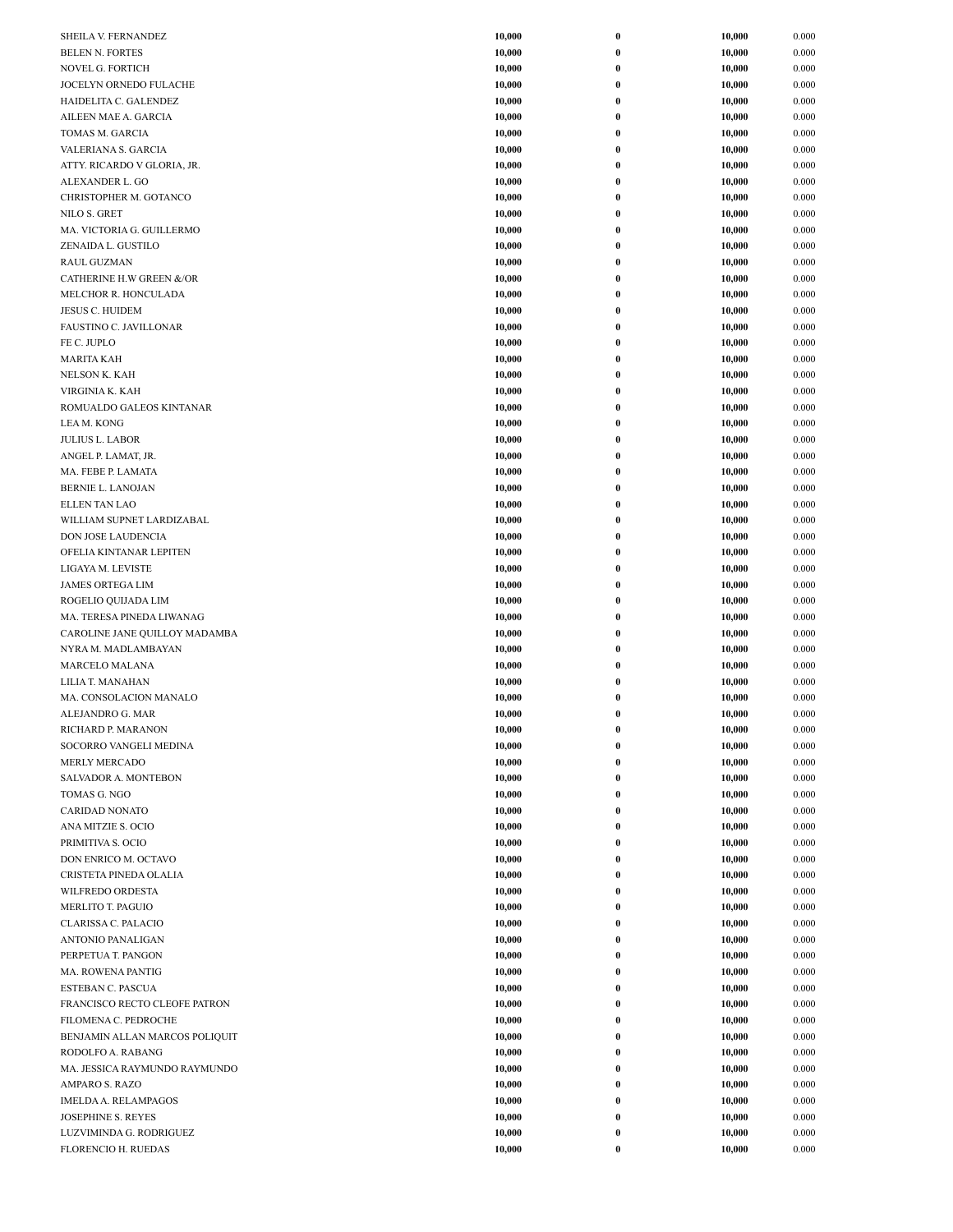| | | | | |
|---|---|---|---|---|
| SHEILA V. FERNANDEZ | **10,000** | **0** | **10,000** | 0.000 |
| BELEN N. FORTES | **10,000** | **0** | **10,000** | 0.000 |
| NOVEL G. FORTICH | **10,000** | **0** | **10,000** | 0.000 |
| JOCELYN ORNEDO FULACHE | **10,000** | **0** | **10,000** | 0.000 |
| HAIDELITA C. GALENDEZ | **10,000** | **0** | **10,000** | 0.000 |
| AILEEN MAE A. GARCIA | **10,000** | **0** | **10,000** | 0.000 |
| TOMAS M. GARCIA | **10,000** | **0** | **10,000** | 0.000 |
| VALERIANA S. GARCIA | **10,000** | **0** | **10,000** | 0.000 |
| ATTY. RICARDO V GLORIA, JR. | **10,000** | **0** | **10,000** | 0.000 |
| ALEXANDER L. GO | **10,000** | **0** | **10,000** | 0.000 |
| CHRISTOPHER M. GOTANCO | **10,000** | **0** | **10,000** | 0.000 |
| NILO S. GRET | **10,000** | **0** | **10,000** | 0.000 |
| MA. VICTORIA G. GUILLERMO | **10,000** | **0** | **10,000** | 0.000 |
| ZENAIDA L. GUSTILO | **10,000** | **0** | **10,000** | 0.000 |
| RAUL GUZMAN | **10,000** | **0** | **10,000** | 0.000 |
| CATHERINE H.W GREEN &/OR | **10,000** | **0** | **10,000** | 0.000 |
| MELCHOR R. HONCULADA | **10,000** | **0** | **10,000** | 0.000 |
| JESUS C. HUIDEM | **10,000** | **0** | **10,000** | 0.000 |
| FAUSTINO C. JAVILLONAR | **10,000** | **0** | **10,000** | 0.000 |
| FE C. JUPLO | **10,000** | **0** | **10,000** | 0.000 |
| MARITA KAH | **10,000** | **0** | **10,000** | 0.000 |
| NELSON K. KAH | **10,000** | **0** | **10,000** | 0.000 |
| VIRGINIA K. KAH | **10,000** | **0** | **10,000** | 0.000 |
| ROMUALDO GALEOS KINTANAR | **10,000** | **0** | **10,000** | 0.000 |
| LEA M. KONG | **10,000** | **0** | **10,000** | 0.000 |
| JULIUS L. LABOR | **10,000** | **0** | **10,000** | 0.000 |
| ANGEL P. LAMAT, JR. | **10,000** | **0** | **10,000** | 0.000 |
| MA. FEBE P. LAMATA | **10,000** | **0** | **10,000** | 0.000 |
| BERNIE L. LANOJAN | **10,000** | **0** | **10,000** | 0.000 |
| ELLEN TAN LAO | **10,000** | **0** | **10,000** | 0.000 |
| WILLIAM SUPNET LARDIZABAL | **10,000** | **0** | **10,000** | 0.000 |
| DON JOSE LAUDENCIA | **10,000** | **0** | **10,000** | 0.000 |
| OFELIA KINTANAR LEPITEN | **10,000** | **0** | **10,000** | 0.000 |
| LIGAYA M. LEVISTE | **10,000** | **0** | **10,000** | 0.000 |
| JAMES ORTEGA LIM | **10,000** | **0** | **10,000** | 0.000 |
| ROGELIO QUIJADA LIM | **10,000** | **0** | **10,000** | 0.000 |
| MA. TERESA PINEDA LIWANAG | **10,000** | **0** | **10,000** | 0.000 |
| CAROLINE JANE QUILLOY MADAMBA | **10,000** | **0** | **10,000** | 0.000 |
| NYRA M. MADLAMBAYAN | **10,000** | **0** | **10,000** | 0.000 |
| MARCELO MALANA | **10,000** | **0** | **10,000** | 0.000 |
| LILIA T. MANAHAN | **10,000** | **0** | **10,000** | 0.000 |
| MA. CONSOLACION MANALO | **10,000** | **0** | **10,000** | 0.000 |
| ALEJANDRO G. MAR | **10,000** | **0** | **10,000** | 0.000 |
| RICHARD P. MARANON | **10,000** | **0** | **10,000** | 0.000 |
| SOCORRO VANGELI MEDINA | **10,000** | **0** | **10,000** | 0.000 |
| MERLY MERCADO | **10,000** | **0** | **10,000** | 0.000 |
| SALVADOR A. MONTEBON | **10,000** | **0** | **10,000** | 0.000 |
| TOMAS G. NGO | **10,000** | **0** | **10,000** | 0.000 |
| CARIDAD NONATO | **10,000** | **0** | **10,000** | 0.000 |
| ANA MITZIE S. OCIO | **10,000** | **0** | **10,000** | 0.000 |
| PRIMITIVA S. OCIO | **10,000** | **0** | **10,000** | 0.000 |
| DON ENRICO M. OCTAVO | **10,000** | **0** | **10,000** | 0.000 |
| CRISTETA PINEDA OLALIA | **10,000** | **0** | **10,000** | 0.000 |
| WILFREDO ORDESTA | **10,000** | **0** | **10,000** | 0.000 |
| MERLITO T. PAGUIO | **10,000** | **0** | **10,000** | 0.000 |
| CLARISSA C. PALACIO | **10,000** | **0** | **10,000** | 0.000 |
| ANTONIO PANALIGAN | **10,000** | **0** | **10,000** | 0.000 |
| PERPETUA T. PANGON | **10,000** | **0** | **10,000** | 0.000 |
| MA. ROWENA PANTIG | **10,000** | **0** | **10,000** | 0.000 |
| ESTEBAN C. PASCUA | **10,000** | **0** | **10,000** | 0.000 |
| FRANCISCO RECTO CLEOFE PATRON | **10,000** | **0** | **10,000** | 0.000 |
| FILOMENA C. PEDROCHE | **10,000** | **0** | **10,000** | 0.000 |
| BENJAMIN ALLAN MARCOS POLIQUIT | **10,000** | **0** | **10,000** | 0.000 |
| RODOLFO A. RABANG | **10,000** | **0** | **10,000** | 0.000 |
| MA. JESSICA RAYMUNDO RAYMUNDO | **10,000** | **0** | **10,000** | 0.000 |
| AMPARO S. RAZO | **10,000** | **0** | **10,000** | 0.000 |
| IMELDA A. RELAMPAGOS | **10,000** | **0** | **10,000** | 0.000 |
| JOSEPHINE S. REYES | **10,000** | **0** | **10,000** | 0.000 |
| LUZVIMINDA G. RODRIGUEZ | **10,000** | **0** | **10,000** | 0.000 |
| FLORENCIO H. RUEDAS | **10,000** | **0** | **10,000** | 0.000 |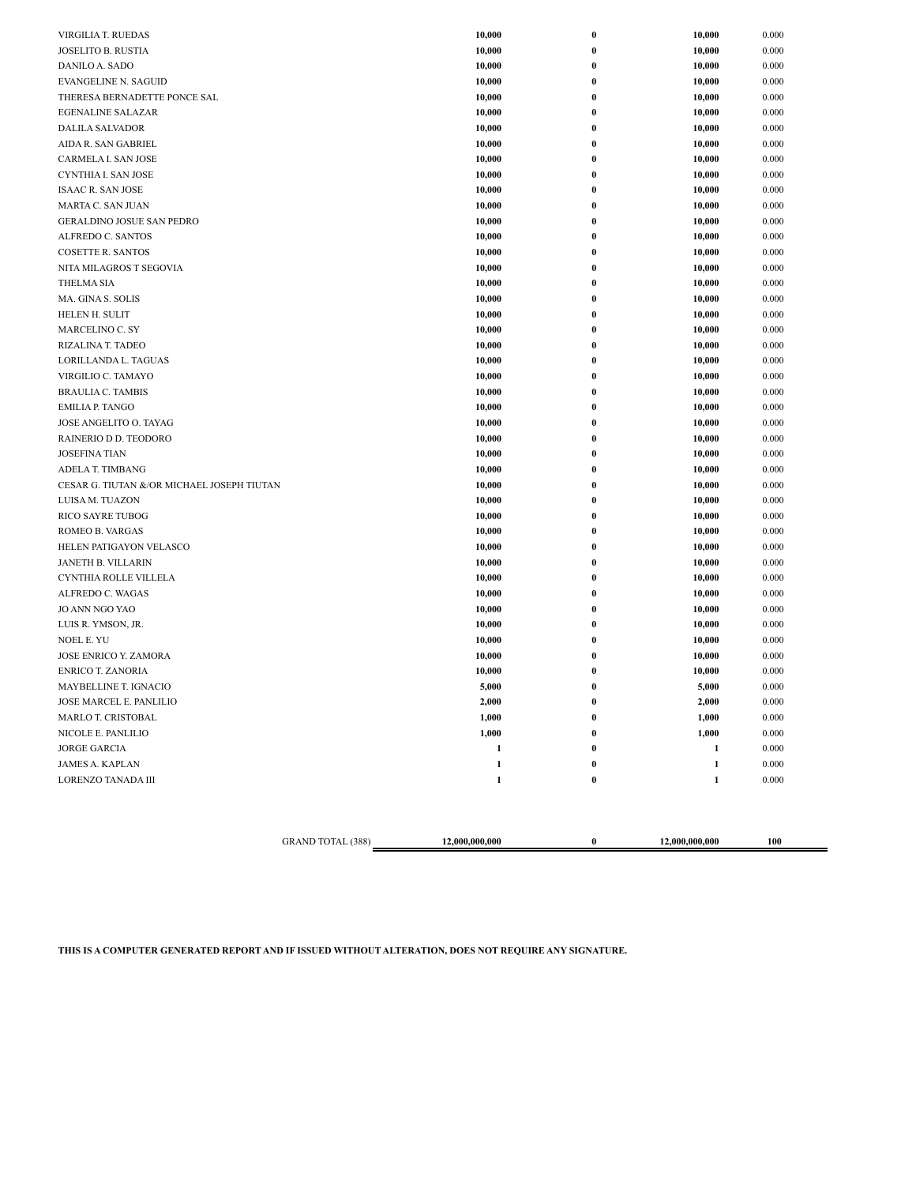| | | | | |
|---|---|---|---|---|
| VIRGILIA T. RUEDAS | 10,000 | 0 | 10,000 | 0.000 |
| JOSELITO B. RUSTIA | 10,000 | 0 | 10,000 | 0.000 |
| DANILO A. SADO | 10,000 | 0 | 10,000 | 0.000 |
| EVANGELINE N. SAGUID | 10,000 | 0 | 10,000 | 0.000 |
| THERESA BERNADETTE PONCE SAL | 10,000 | 0 | 10,000 | 0.000 |
| EGENALINE SALAZAR | 10,000 | 0 | 10,000 | 0.000 |
| DALILA SALVADOR | 10,000 | 0 | 10,000 | 0.000 |
| AIDA R. SAN GABRIEL | 10,000 | 0 | 10,000 | 0.000 |
| CARMELA I. SAN JOSE | 10,000 | 0 | 10,000 | 0.000 |
| CYNTHIA I. SAN JOSE | 10,000 | 0 | 10,000 | 0.000 |
| ISAAC R. SAN JOSE | 10,000 | 0 | 10,000 | 0.000 |
| MARTA C. SAN JUAN | 10,000 | 0 | 10,000 | 0.000 |
| GERALDINO JOSUE SAN PEDRO | 10,000 | 0 | 10,000 | 0.000 |
| ALFREDO C. SANTOS | 10,000 | 0 | 10,000 | 0.000 |
| COSETTE R. SANTOS | 10,000 | 0 | 10,000 | 0.000 |
| NITA MILAGROS T SEGOVIA | 10,000 | 0 | 10,000 | 0.000 |
| THELMA SIA | 10,000 | 0 | 10,000 | 0.000 |
| MA. GINA S. SOLIS | 10,000 | 0 | 10,000 | 0.000 |
| HELEN H. SULIT | 10,000 | 0 | 10,000 | 0.000 |
| MARCELINO C. SY | 10,000 | 0 | 10,000 | 0.000 |
| RIZALINA T. TADEO | 10,000 | 0 | 10,000 | 0.000 |
| LORILLANDA L. TAGUAS | 10,000 | 0 | 10,000 | 0.000 |
| VIRGILIO C. TAMAYO | 10,000 | 0 | 10,000 | 0.000 |
| BRAULIA C. TAMBIS | 10,000 | 0 | 10,000 | 0.000 |
| EMILIA P. TANGO | 10,000 | 0 | 10,000 | 0.000 |
| JOSE ANGELITO O. TAYAG | 10,000 | 0 | 10,000 | 0.000 |
| RAINERIO D D. TEODORO | 10,000 | 0 | 10,000 | 0.000 |
| JOSEFINA TIAN | 10,000 | 0 | 10,000 | 0.000 |
| ADELA T. TIMBANG | 10,000 | 0 | 10,000 | 0.000 |
| CESAR G. TIUTAN &/OR MICHAEL JOSEPH TIUTAN | 10,000 | 0 | 10,000 | 0.000 |
| LUISA M. TUAZON | 10,000 | 0 | 10,000 | 0.000 |
| RICO SAYRE TUBOG | 10,000 | 0 | 10,000 | 0.000 |
| ROMEO B. VARGAS | 10,000 | 0 | 10,000 | 0.000 |
| HELEN PATIGAYON VELASCO | 10,000 | 0 | 10,000 | 0.000 |
| JANETH B. VILLARIN | 10,000 | 0 | 10,000 | 0.000 |
| CYNTHIA ROLLE VILLELA | 10,000 | 0 | 10,000 | 0.000 |
| ALFREDO C. WAGAS | 10,000 | 0 | 10,000 | 0.000 |
| JO ANN NGO YAO | 10,000 | 0 | 10,000 | 0.000 |
| LUIS R. YMSON, JR. | 10,000 | 0 | 10,000 | 0.000 |
| NOEL E. YU | 10,000 | 0 | 10,000 | 0.000 |
| JOSE ENRICO Y. ZAMORA | 10,000 | 0 | 10,000 | 0.000 |
| ENRICO T. ZANORIA | 10,000 | 0 | 10,000 | 0.000 |
| MAYBELLINE T. IGNACIO | 5,000 | 0 | 5,000 | 0.000 |
| JOSE MARCEL E. PANLILIO | 2,000 | 0 | 2,000 | 0.000 |
| MARLO T. CRISTOBAL | 1,000 | 0 | 1,000 | 0.000 |
| NICOLE E. PANLILIO | 1,000 | 0 | 1,000 | 0.000 |
| JORGE GARCIA | 1 | 0 | 1 | 0.000 |
| JAMES A. KAPLAN | 1 | 0 | 1 | 0.000 |
| LORENZO TANADA III | 1 | 0 | 1 | 0.000 |
| GRAND TOTAL (388) | 12,000,000,000 | 0 | 12,000,000,000 | 100 |

**THIS IS A COMPUTER GENERATED REPORT AND IF ISSUED WITHOUT ALTERATION, DOES NOT REQUIRE ANY SIGNATURE.**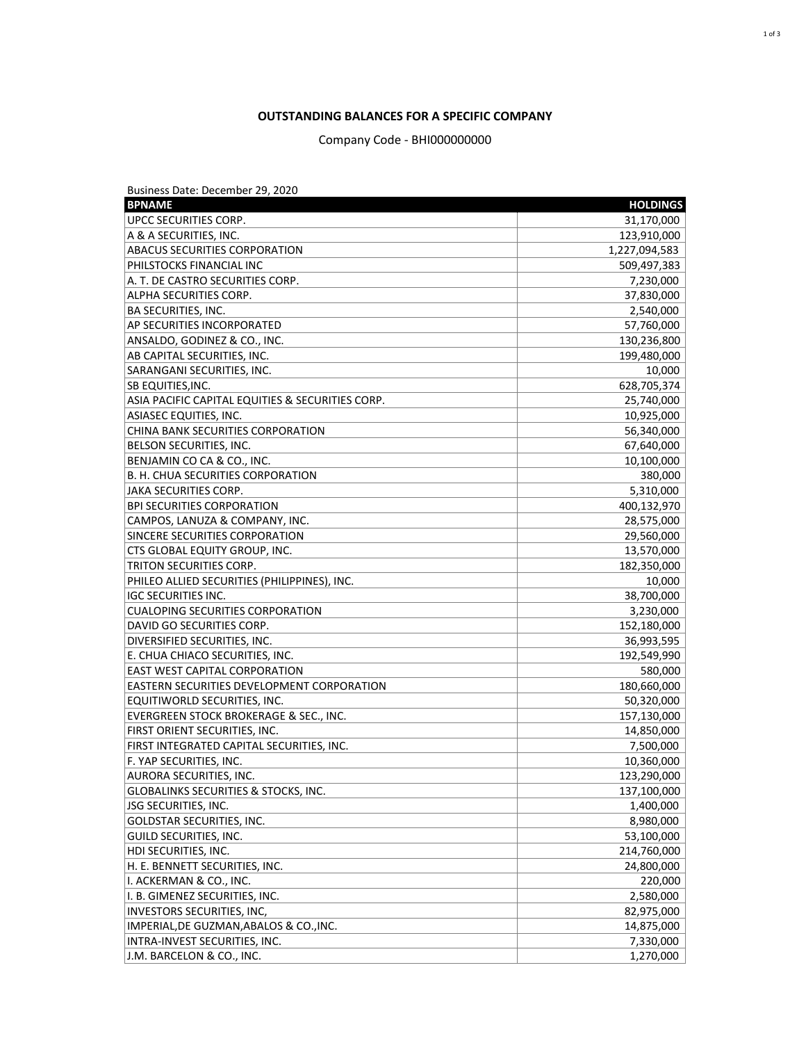**OUTSTANDING BALANCES FOR A SPECIFIC COMPANY**

Company Code - BHI000000000

Business Date: December 29, 2020

| BPNAME | HOLDINGS |
|---|---:|
| UPCC SECURITIES CORP. | 31,170,000 |
| A & A SECURITIES, INC. | 123,910,000 |
| ABACUS SECURITIES CORPORATION | 1,227,094,583 |
| PHILSTOCKS FINANCIAL INC | 509,497,383 |
| A. T. DE CASTRO SECURITIES CORP. | 7,230,000 |
| ALPHA SECURITIES CORP. | 37,830,000 |
| BA SECURITIES, INC. | 2,540,000 |
| AP SECURITIES INCORPORATED | 57,760,000 |
| ANSALDO, GODINEZ & CO., INC. | 130,236,800 |
| AB CAPITAL SECURITIES, INC. | 199,480,000 |
| SARANGANI SECURITIES, INC. | 10,000 |
| SB EQUITIES,INC. | 628,705,374 |
| ASIA PACIFIC CAPITAL EQUITIES & SECURITIES CORP. | 25,740,000 |
| ASIASEC EQUITIES, INC. | 10,925,000 |
| CHINA BANK SECURITIES CORPORATION | 56,340,000 |
| BELSON SECURITIES, INC. | 67,640,000 |
| BENJAMIN CO CA & CO., INC. | 10,100,000 |
| B. H. CHUA SECURITIES CORPORATION | 380,000 |
| JAKA SECURITIES CORP. | 5,310,000 |
| BPI SECURITIES CORPORATION | 400,132,970 |
| CAMPOS, LANUZA & COMPANY, INC. | 28,575,000 |
| SINCERE SECURITIES CORPORATION | 29,560,000 |
| CTS GLOBAL EQUITY GROUP, INC. | 13,570,000 |
| TRITON SECURITIES CORP. | 182,350,000 |
| PHILEO ALLIED SECURITIES (PHILIPPINES), INC. | 10,000 |
| IGC SECURITIES INC. | 38,700,000 |
| CUALOPING SECURITIES CORPORATION | 3,230,000 |
| DAVID GO SECURITIES CORP. | 152,180,000 |
| DIVERSIFIED SECURITIES, INC. | 36,993,595 |
| E. CHUA CHIACO SECURITIES, INC. | 192,549,990 |
| EAST WEST CAPITAL CORPORATION | 580,000 |
| EASTERN SECURITIES DEVELOPMENT CORPORATION | 180,660,000 |
| EQUITIWORLD SECURITIES, INC. | 50,320,000 |
| EVERGREEN STOCK BROKERAGE & SEC., INC. | 157,130,000 |
| FIRST ORIENT SECURITIES, INC. | 14,850,000 |
| FIRST INTEGRATED CAPITAL SECURITIES, INC. | 7,500,000 |
| F. YAP SECURITIES, INC. | 10,360,000 |
| AURORA SECURITIES, INC. | 123,290,000 |
| GLOBALINKS SECURITIES & STOCKS, INC. | 137,100,000 |
| JSG SECURITIES, INC. | 1,400,000 |
| GOLDSTAR SECURITIES, INC. | 8,980,000 |
| GUILD SECURITIES, INC. | 53,100,000 |
| HDI SECURITIES, INC. | 214,760,000 |
| H. E. BENNETT SECURITIES, INC. | 24,800,000 |
| I. ACKERMAN & CO., INC. | 220,000 |
| I. B. GIMENEZ SECURITIES, INC. | 2,580,000 |
| INVESTORS SECURITIES, INC, | 82,975,000 |
| IMPERIAL,DE GUZMAN,ABALOS & CO.,INC. | 14,875,000 |
| INTRA-INVEST SECURITIES, INC. | 7,330,000 |
| J.M. BARCELON & CO., INC. | 1,270,000 |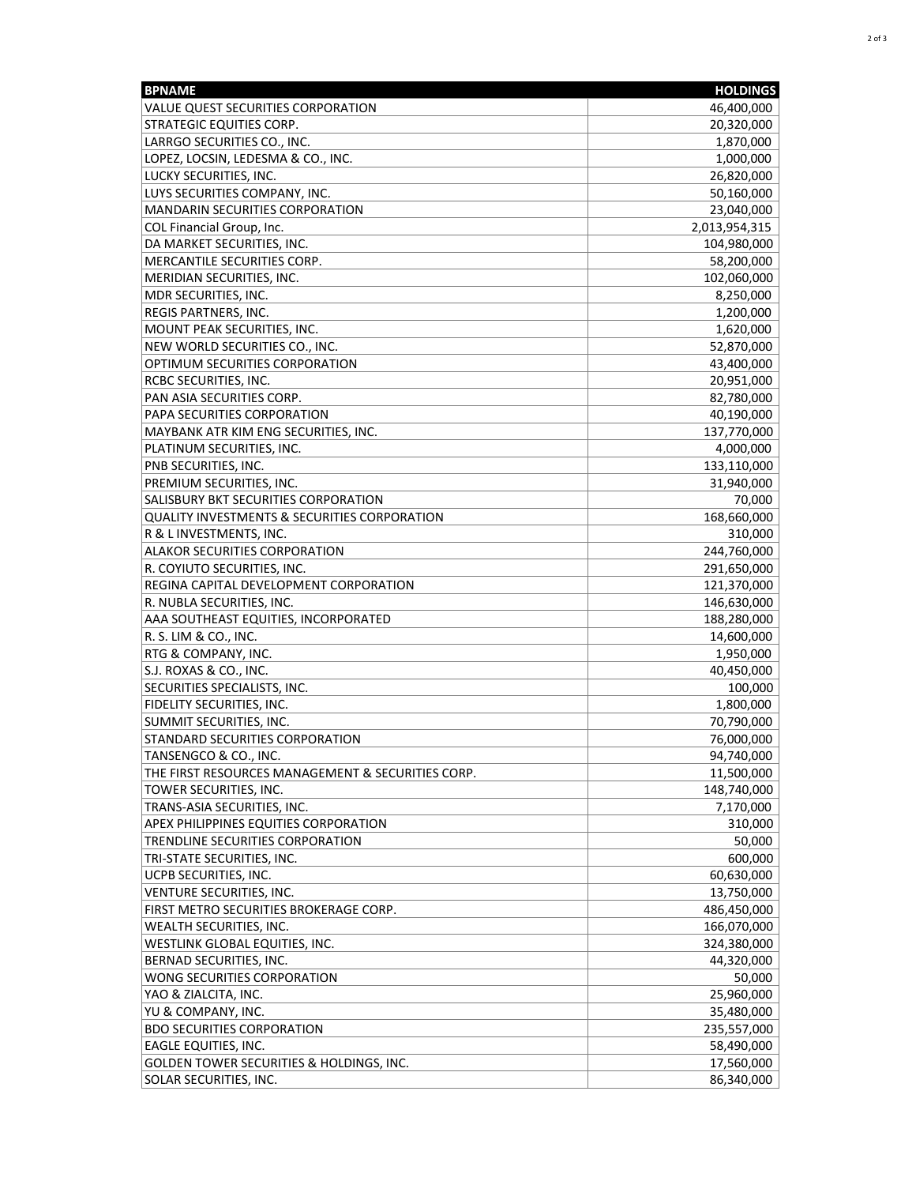| BPNAME | HOLDINGS |
|---|---:|
| VALUE QUEST SECURITIES CORPORATION | 46,400,000 |
| STRATEGIC EQUITIES CORP. | 20,320,000 |
| LARRGO SECURITIES CO., INC. | 1,870,000 |
| LOPEZ, LOCSIN, LEDESMA & CO., INC. | 1,000,000 |
| LUCKY SECURITIES, INC. | 26,820,000 |
| LUYS SECURITIES COMPANY, INC. | 50,160,000 |
| MANDARIN SECURITIES CORPORATION | 23,040,000 |
| COL Financial Group, Inc. | 2,013,954,315 |
| DA MARKET SECURITIES, INC. | 104,980,000 |
| MERCANTILE SECURITIES CORP. | 58,200,000 |
| MERIDIAN SECURITIES, INC. | 102,060,000 |
| MDR SECURITIES, INC. | 8,250,000 |
| REGIS PARTNERS, INC. | 1,200,000 |
| MOUNT PEAK SECURITIES, INC. | 1,620,000 |
| NEW WORLD SECURITIES CO., INC. | 52,870,000 |
| OPTIMUM SECURITIES CORPORATION | 43,400,000 |
| RCBC SECURITIES, INC. | 20,951,000 |
| PAN ASIA SECURITIES CORP. | 82,780,000 |
| PAPA SECURITIES CORPORATION | 40,190,000 |
| MAYBANK ATR KIM ENG SECURITIES, INC. | 137,770,000 |
| PLATINUM SECURITIES, INC. | 4,000,000 |
| PNB SECURITIES, INC. | 133,110,000 |
| PREMIUM SECURITIES, INC. | 31,940,000 |
| SALISBURY BKT SECURITIES CORPORATION | 70,000 |
| QUALITY INVESTMENTS & SECURITIES CORPORATION | 168,660,000 |
| R & L INVESTMENTS, INC. | 310,000 |
| ALAKOR SECURITIES CORPORATION | 244,760,000 |
| R. COYIUTO SECURITIES, INC. | 291,650,000 |
| REGINA CAPITAL DEVELOPMENT CORPORATION | 121,370,000 |
| R. NUBLA SECURITIES, INC. | 146,630,000 |
| AAA SOUTHEAST EQUITIES, INCORPORATED | 188,280,000 |
| R. S. LIM & CO., INC. | 14,600,000 |
| RTG & COMPANY, INC. | 1,950,000 |
| S.J. ROXAS & CO., INC. | 40,450,000 |
| SECURITIES SPECIALISTS, INC. | 100,000 |
| FIDELITY SECURITIES, INC. | 1,800,000 |
| SUMMIT SECURITIES, INC. | 70,790,000 |
| STANDARD SECURITIES CORPORATION | 76,000,000 |
| TANSENGCO & CO., INC. | 94,740,000 |
| THE FIRST RESOURCES MANAGEMENT & SECURITIES CORP. | 11,500,000 |
| TOWER SECURITIES, INC. | 148,740,000 |
| TRANS-ASIA SECURITIES, INC. | 7,170,000 |
| APEX PHILIPPINES EQUITIES CORPORATION | 310,000 |
| TRENDLINE SECURITIES CORPORATION | 50,000 |
| TRI-STATE SECURITIES, INC. | 600,000 |
| UCPB SECURITIES, INC. | 60,630,000 |
| VENTURE SECURITIES, INC. | 13,750,000 |
| FIRST METRO SECURITIES BROKERAGE CORP. | 486,450,000 |
| WEALTH SECURITIES, INC. | 166,070,000 |
| WESTLINK GLOBAL EQUITIES, INC. | 324,380,000 |
| BERNAD SECURITIES, INC. | 44,320,000 |
| WONG SECURITIES CORPORATION | 50,000 |
| YAO & ZIALCITA, INC. | 25,960,000 |
| YU & COMPANY, INC. | 35,480,000 |
| BDO SECURITIES CORPORATION | 235,557,000 |
| EAGLE EQUITIES, INC. | 58,490,000 |
| GOLDEN TOWER SECURITIES & HOLDINGS, INC. | 17,560,000 |
| SOLAR SECURITIES, INC. | 86,340,000 |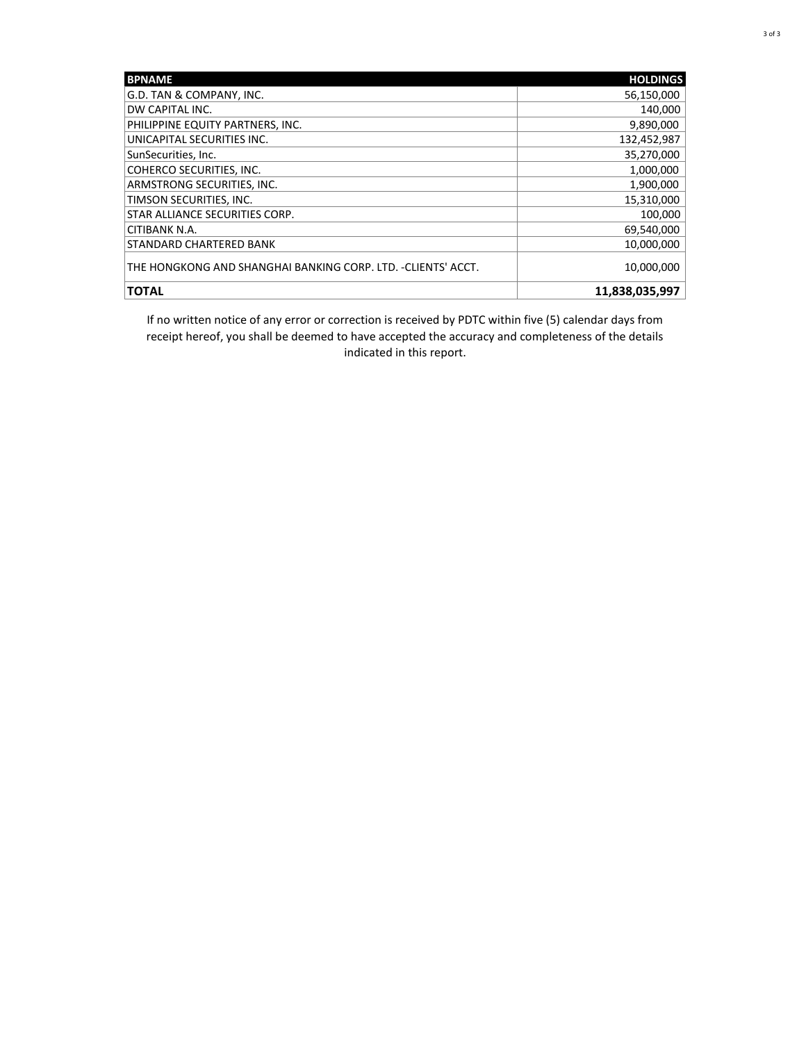| BPNAME | HOLDINGS |
|---|---|
| G.D. TAN & COMPANY, INC. | 56,150,000 |
| DW CAPITAL INC. | 140,000 |
| PHILIPPINE EQUITY PARTNERS, INC. | 9,890,000 |
| UNICAPITAL SECURITIES INC. | 132,452,987 |
| SunSecurities, Inc. | 35,270,000 |
| COHERCO SECURITIES, INC. | 1,000,000 |
| ARMSTRONG SECURITIES, INC. | 1,900,000 |
| TIMSON SECURITIES, INC. | 15,310,000 |
| STAR ALLIANCE SECURITIES CORP. | 100,000 |
| CITIBANK N.A. | 69,540,000 |
| STANDARD CHARTERED BANK | 10,000,000 |
| THE HONGKONG AND SHANGHAI BANKING CORP. LTD. -CLIENTS' ACCT. | 10,000,000 |
| **TOTAL** | **11,838,035,997** |

If no written notice of any error or correction is received by PDTC within five (5) calendar days from receipt hereof, you shall be deemed to have accepted the accuracy and completeness of the details indicated in this report.